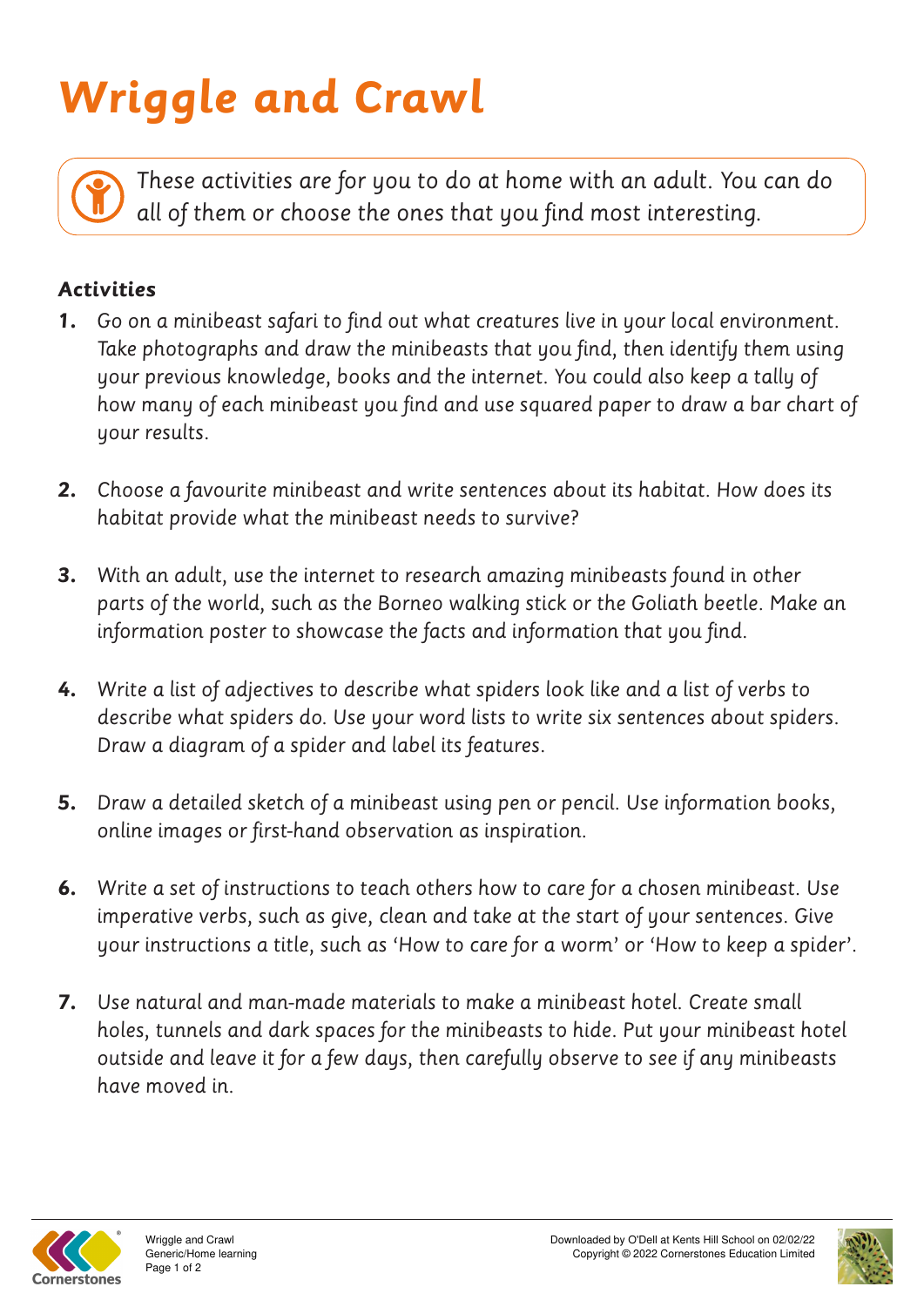# Wriggle and Crawl

These activities are for you to do at home with an adult. You can do all of them or choose the ones that you find most interesting.

### Activities

1. Go on a minibeast safari to find out what creatures live in your local environment. Take photographs and draw the minibeasts that you find, then identify them using your previous knowledge, books and the internet. You could also keep a tally of how many of each minibeast you find and use squared paper to draw a bar chart of your results.

2. Choose a favourite minibeast and write sentences about its habitat. How does its habitat provide what the minibeast needs to survive?

3. With an adult, use the internet to research amazing minibeasts found in other parts of the world, such as the Borneo walking stick or the Goliath beetle. Make an information poster to showcase the facts and information that you find.

4. Write a list of adjectives to describe what spiders look like and a list of verbs to describe what spiders do. Use your word lists to write six sentences about spiders. Draw a diagram of a spider and label its features.

5. Draw a detailed sketch of a minibeast using pen or pencil. Use information books, online images or first-hand observation as inspiration.

6. Write a set of instructions to teach others how to care for a chosen minibeast. Use imperative verbs, such as give, clean and take at the start of your sentences. Give your instructions a title, such as 'How to care for a worm' or 'How to keep a spider'.

7. Use natural and man-made materials to make a minibeast hotel. Create small holes, tunnels and dark spaces for the minibeasts to hide. Put your minibeast hotel outside and leave it for a few days, then carefully observe to see if any minibeasts have moved in.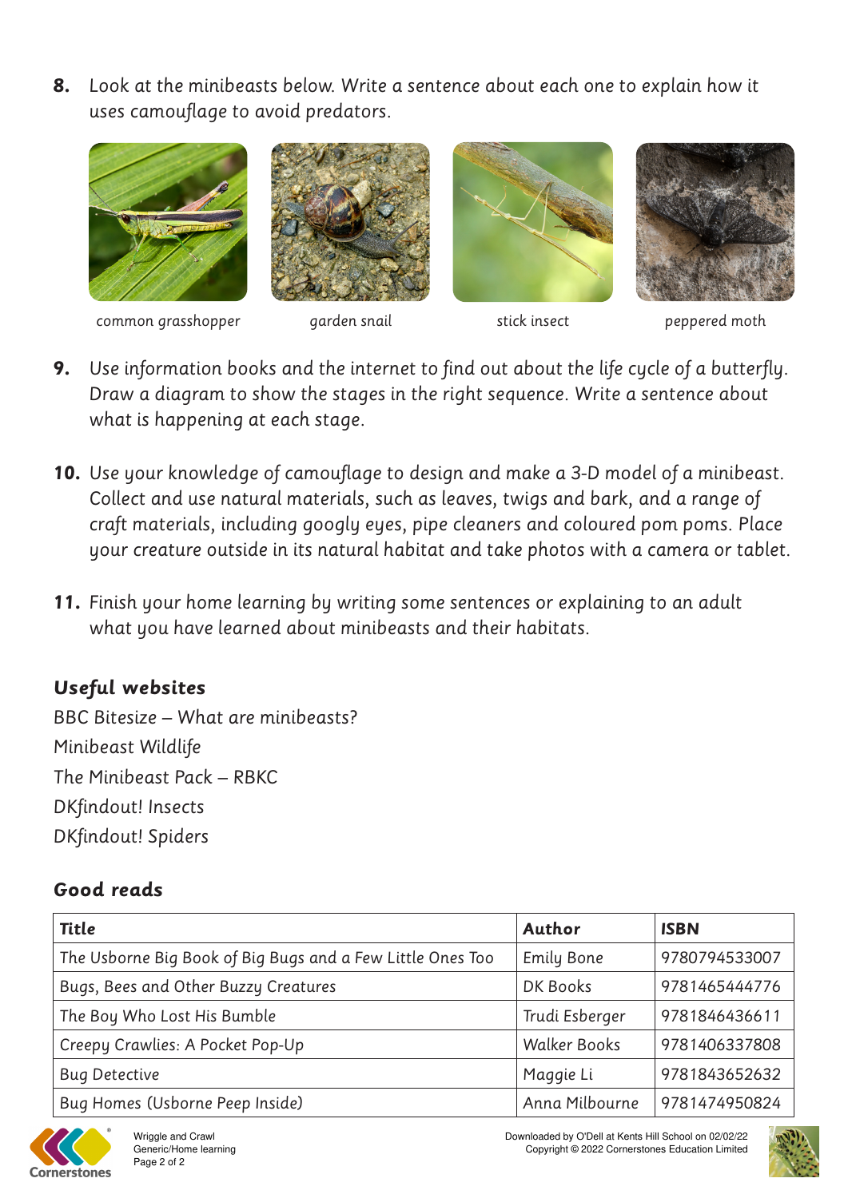8. Look at the minibeasts below. Write a sentence about each one to explain how it uses camouflage to avoid predators.

common grasshopper

garden snail

stick insect

peppered moth

9. Use information books and the internet to find out about the life cycle of a butterfly. Draw a diagram to show the stages in the right sequence. Write a sentence about what is happening at each stage.

10. Use your knowledge of camouflage to design and make a 3-D model of a minibeast. Collect and use natural materials, such as leaves, twigs and bark, and a range of craft materials, including googly eyes, pipe cleaners and coloured pom poms. Place your creature outside in its natural habitat and take photos with a camera or tablet.

11. Finish your home learning by writing some sentences or explaining to an adult what you have learned about minibeasts and their habitats.

## Useful websites

BBC Bitesize – What are minibeasts?

Minibeast Wildlife

The Minibeast Pack – RBKC

DKfindout! Insects

DKfindout! Spiders

## Good reads

| Title | Author | ISBN |
|---|---|---|
| The Usborne Big Book of Big Bugs and a Few Little Ones Too | Emily Bone | 9780794533007 |
| Bugs, Bees and Other Buzzy Creatures | DK Books | 9781465444776 |
| The Boy Who Lost His Bumble | Trudi Esberger | 9781846436611 |
| Creepy Crawlies: A Pocket Pop-Up | Walker Books | 9781406337808 |
| Bug Detective | Maggie Li | 9781843652632 |
| Bug Homes (Usborne Peep Inside) | Anna Milbourne | 9781474950824 |